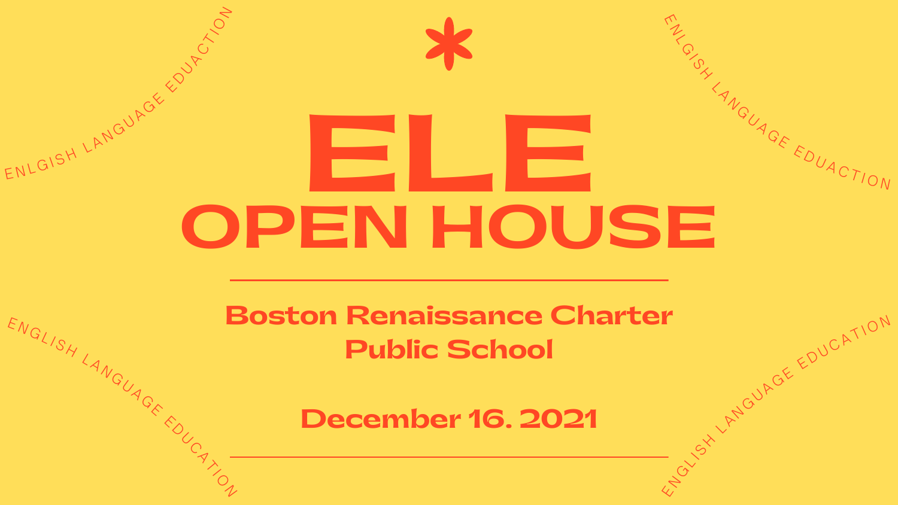ENLGISH LANGUAGE EDUACTION

*

ENLGISH LANGUAGE EDUACTION

# ELE

# OPEN HOUSE

---

**Boston Renaissance Charter Public School**

**December 16. 2021**

---

ENGLISH LANGUAGE EDUCATION

ENGLISH LANGUAGE EDUCATION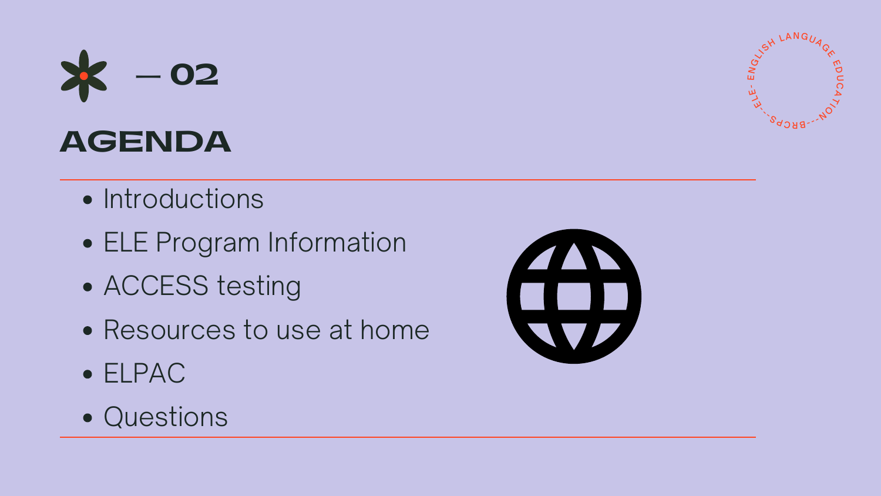— 02

# AGENDA

- Introductions
- ELE Program Information
- ACCESS testing
- Resources to use at home
- ELPAC
- Questions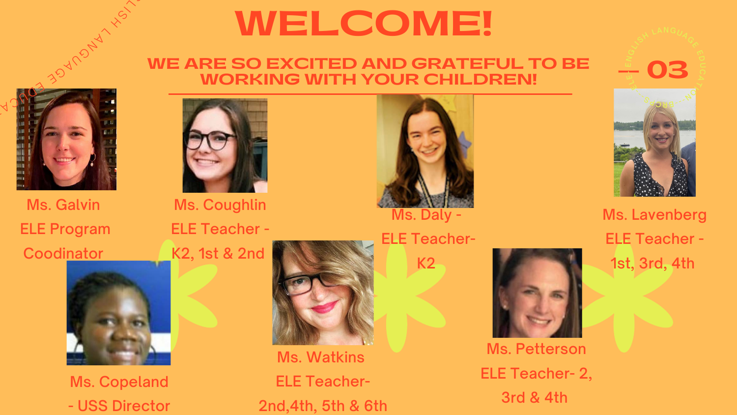# WELCOME!

## WE ARE SO EXCITED AND GRATEFUL TO BE WORKING WITH YOUR CHILDREN!

Ms. Galvin
ELE Program Coodinator

Ms. Coughlin
ELE Teacher - K2, 1st & 2nd

Ms. Daly -
ELE Teacher- K2

Ms. Lavenberg
ELE Teacher - 1st, 3rd, 4th

Ms. Copeland
- USS Director

Ms. Watkins
ELE Teacher- 2nd,4th, 5th & 6th

Ms. Petterson
ELE Teacher- 2, 3rd & 4th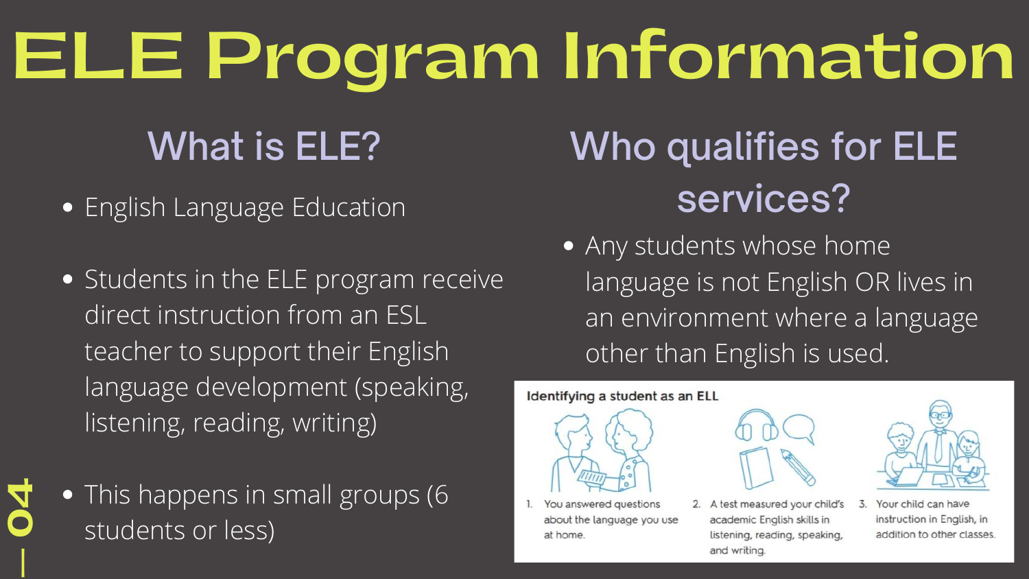# ELE Program Information

## What is ELE?

- English Language Education
- Students in the ELE program receive direct instruction from an ESL teacher to support their English language development (speaking, listening, reading, writing)
- This happens in small groups (6 students or less)

## Who qualifies for ELE services?

- Any students whose home language is not English OR lives in an environment where a language other than English is used.

**Identifying a student as an ELL**

1. You answered questions about the language you use at home.
2. A test measured your child's academic English skills in listening, reading, speaking, and writing.
3. Your child can have instruction in English, in addition to other classes.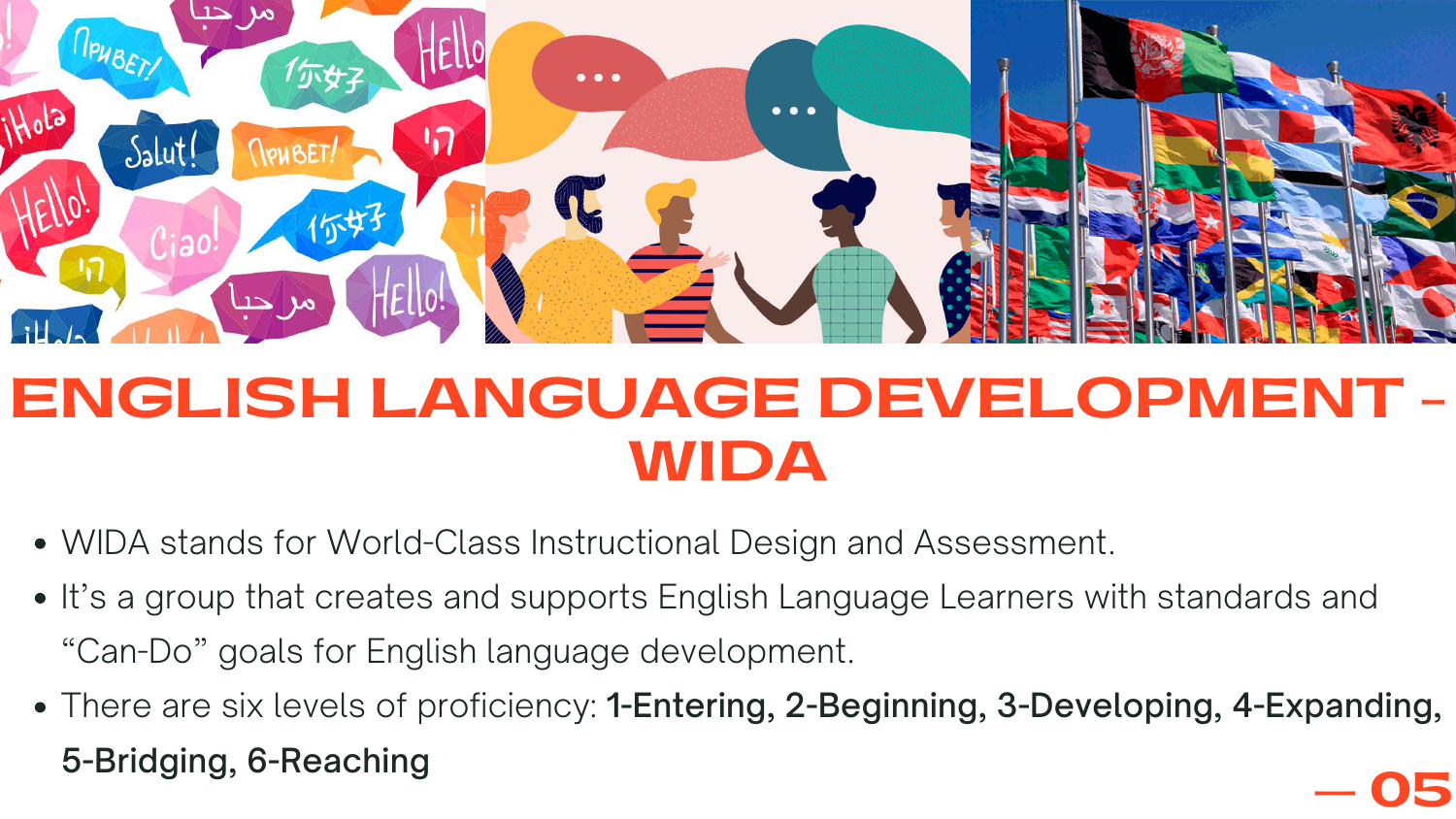# ENGLISH LANGUAGE DEVELOPMENT - WIDA

- WIDA stands for World-Class Instructional Design and Assessment.
- It's a group that creates and supports English Language Learners with standards and "Can-Do" goals for English language development.
- There are six levels of proficiency: **1-Entering, 2-Beginning, 3-Developing, 4-Expanding, 5-Bridging, 6-Reaching**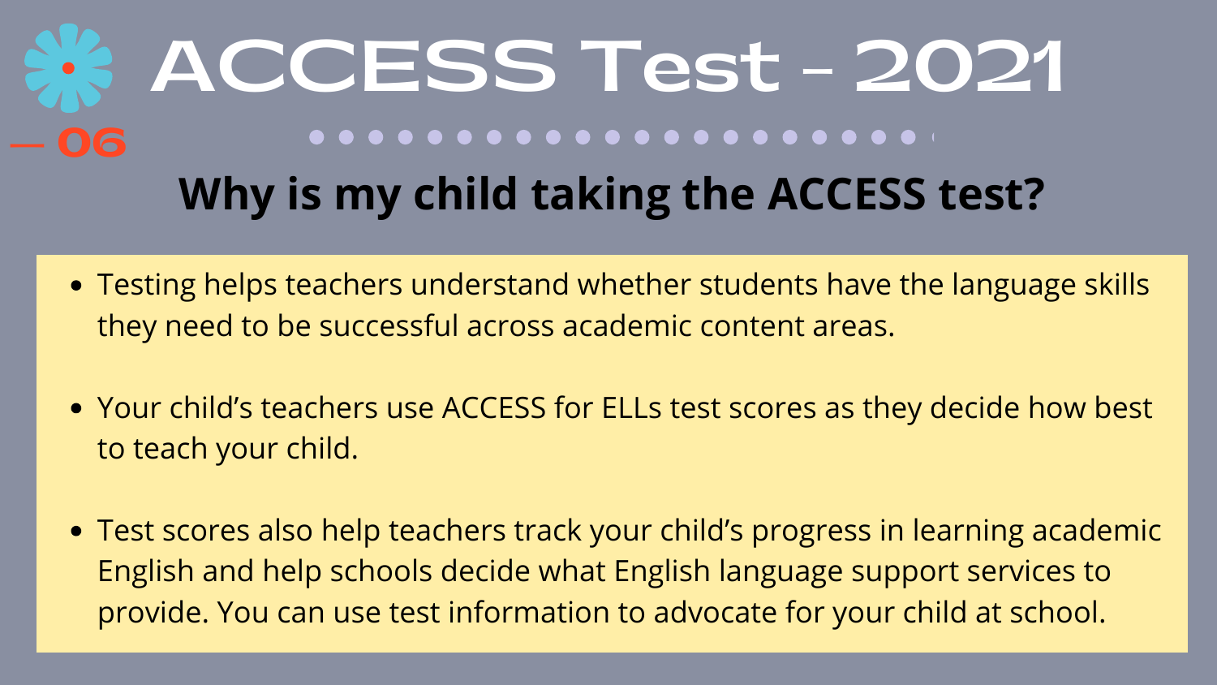# ACCESS Test - 2021

— 06

## Why is my child taking the ACCESS test?

- Testing helps teachers understand whether students have the language skills they need to be successful across academic content areas.
- Your child's teachers use ACCESS for ELLs test scores as they decide how best to teach your child.
- Test scores also help teachers track your child's progress in learning academic English and help schools decide what English language support services to provide. You can use test information to advocate for your child at school.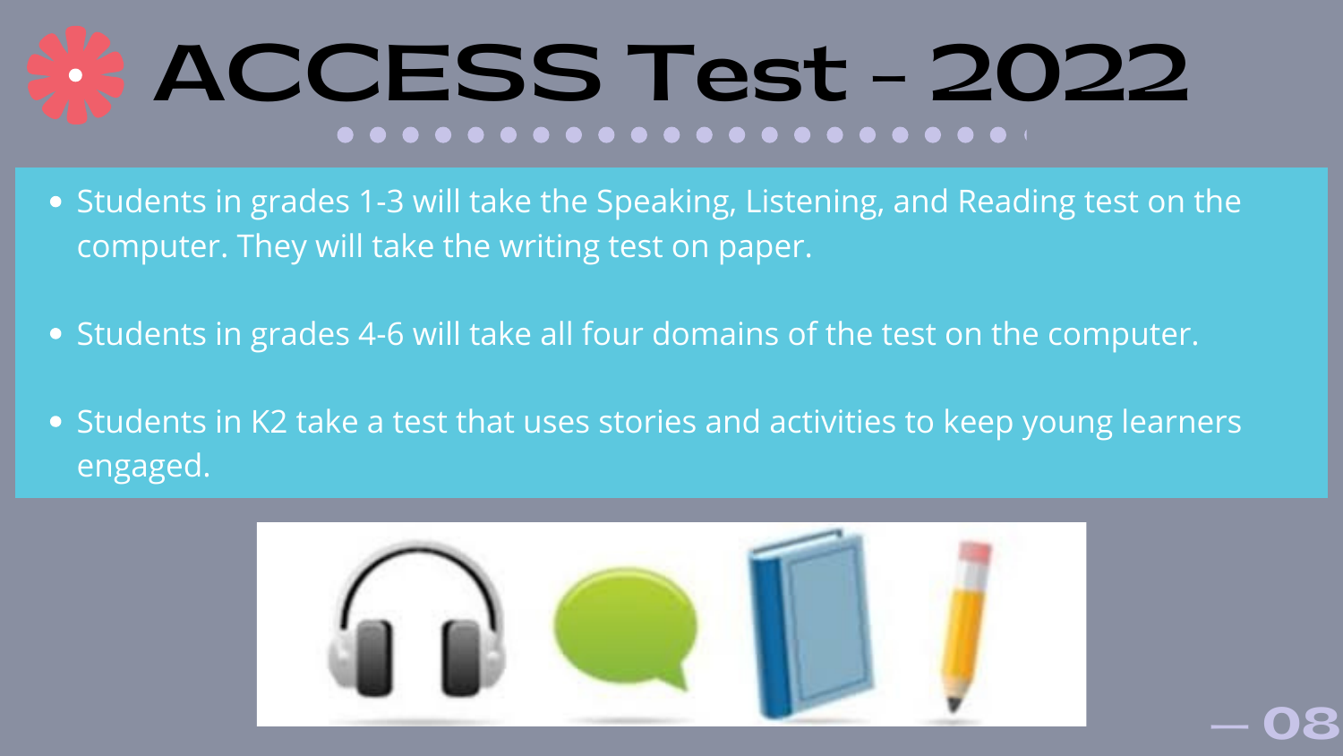# ACCESS Test - 2022

- Students in grades 1-3 will take the Speaking, Listening, and Reading test on the computer. They will take the writing test on paper.
- Students in grades 4-6 will take all four domains of the test on the computer.
- Students in K2 take a test that uses stories and activities to keep young learners engaged.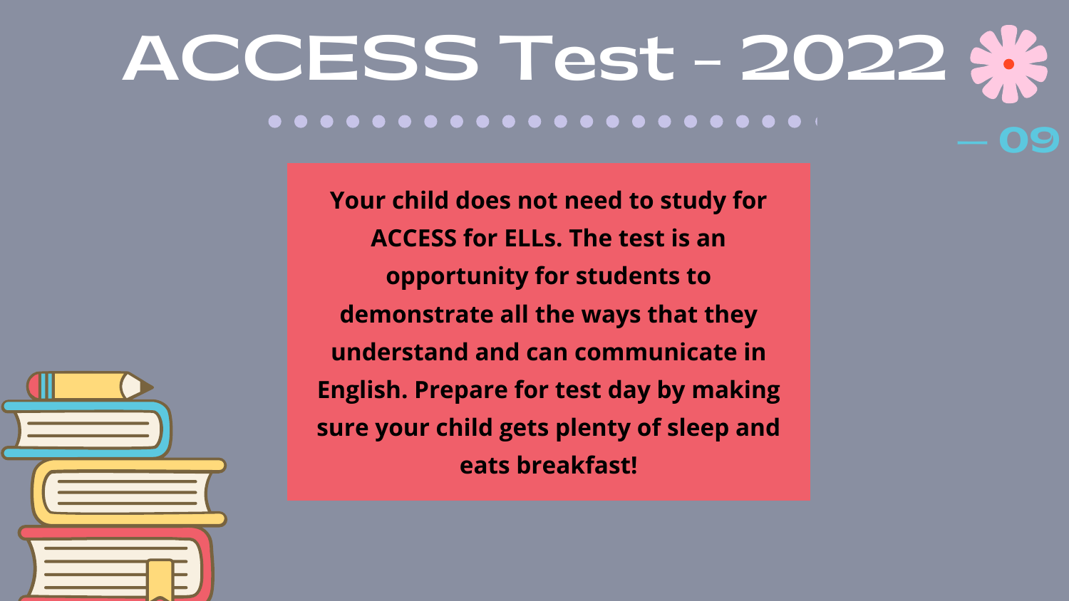# ACCESS Test - 2022

Your child does not need to study for ACCESS for ELLs. The test is an opportunity for students to demonstrate all the ways that they understand and can communicate in English. Prepare for test day by making sure your child gets plenty of sleep and eats breakfast!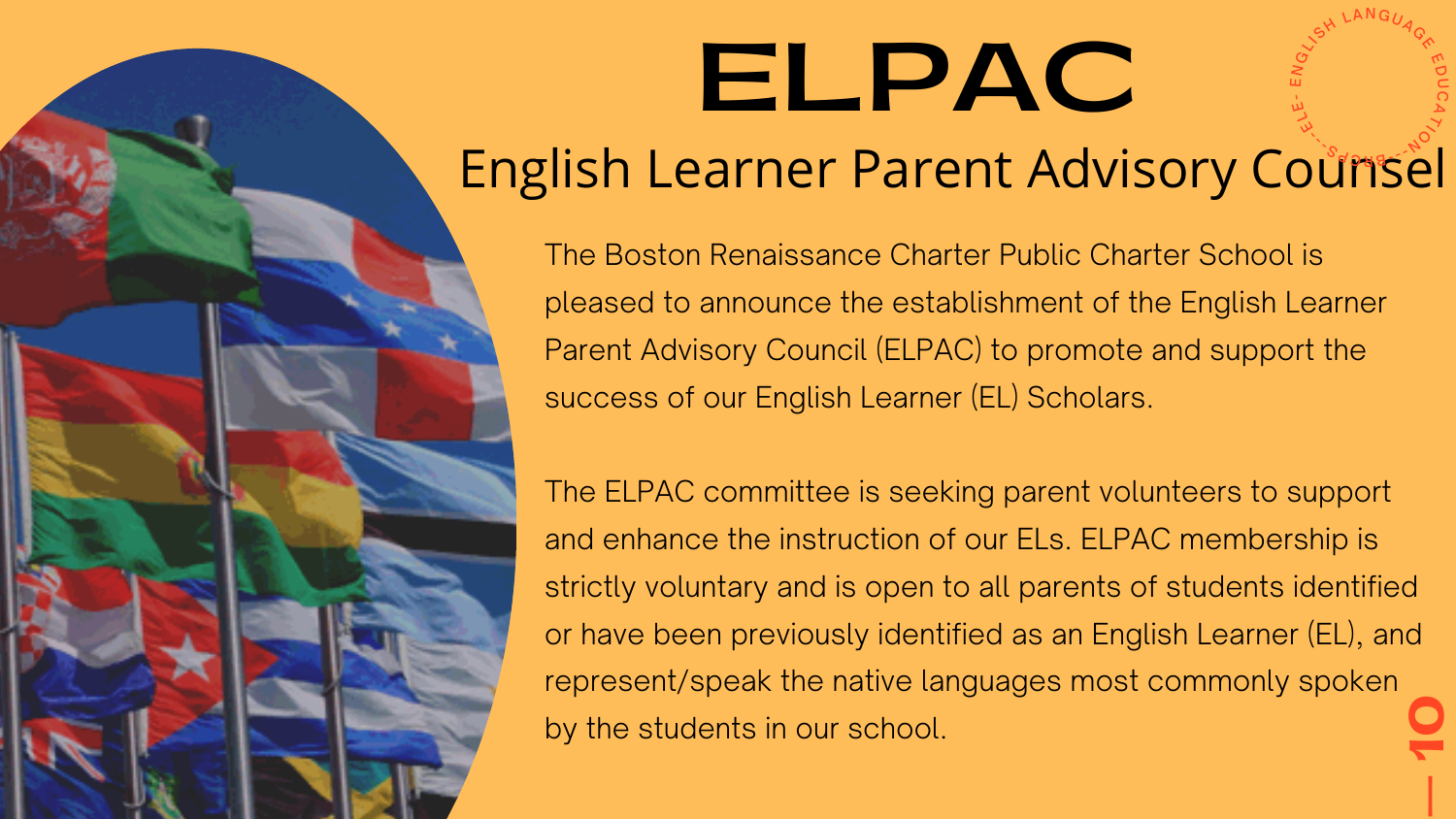# ELPAC

## English Learner Parent Advisory Counsel

The Boston Renaissance Charter Public Charter School is pleased to announce the establishment of the English Learner Parent Advisory Council (ELPAC) to promote and support the success of our English Learner (EL) Scholars.

The ELPAC committee is seeking parent volunteers to support and enhance the instruction of our ELs. ELPAC membership is strictly voluntary and is open to all parents of students identified or have been previously identified as an English Learner (EL), and represent/speak the native languages most commonly spoken by the students in our school.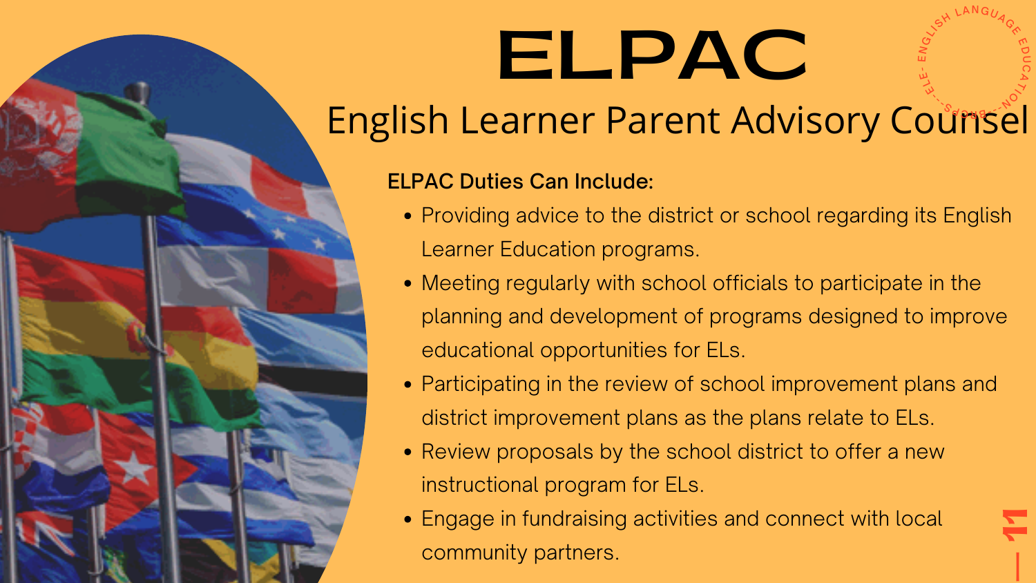# ELPAC

## English Learner Parent Advisory Counsel

**ELPAC Duties Can Include:**

- Providing advice to the district or school regarding its English Learner Education programs.
- Meeting regularly with school officials to participate in the planning and development of programs designed to improve educational opportunities for ELs.
- Participating in the review of school improvement plans and district improvement plans as the plans relate to ELs.
- Review proposals by the school district to offer a new instructional program for ELs.
- Engage in fundraising activities and connect with local community partners.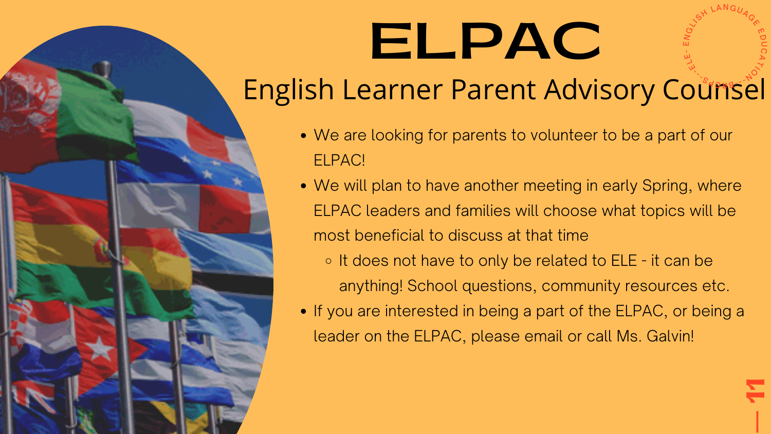# ELPAC

## English Learner Parent Advisory Counsel

- We are looking for parents to volunteer to be a part of our ELPAC!
- We will plan to have another meeting in early Spring, where ELPAC leaders and families will choose what topics will be most beneficial to discuss at that time
  - It does not have to only be related to ELE - it can be anything! School questions, community resources etc.
- If you are interested in being a part of the ELPAC, or being a leader on the ELPAC, please email or call Ms. Galvin!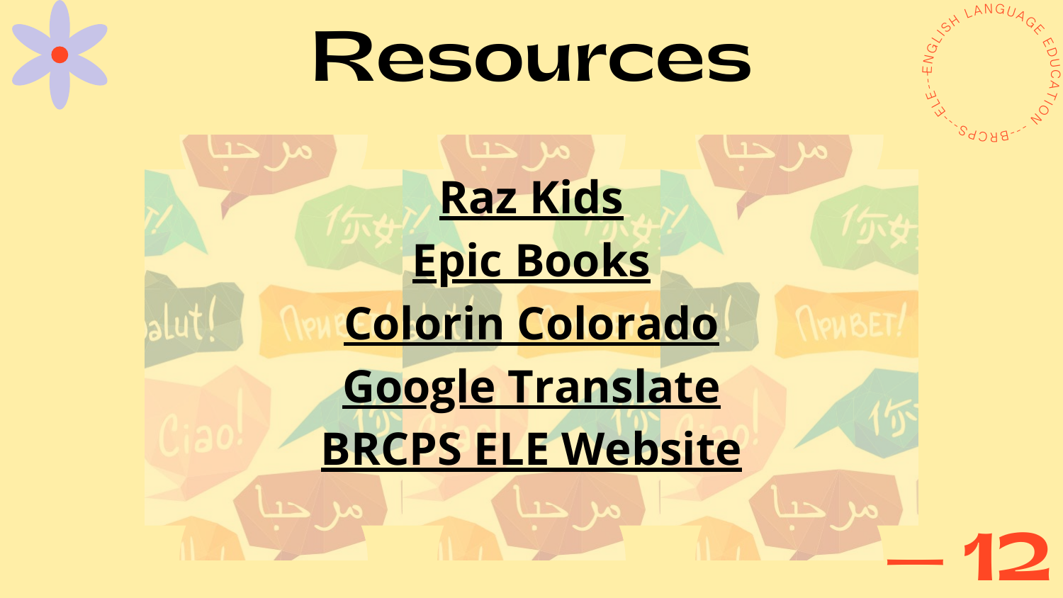# Resources

**Raz Kids**

**Epic Books**

**Colorin Colorado**

**Google Translate**

**BRCPS ELE Website**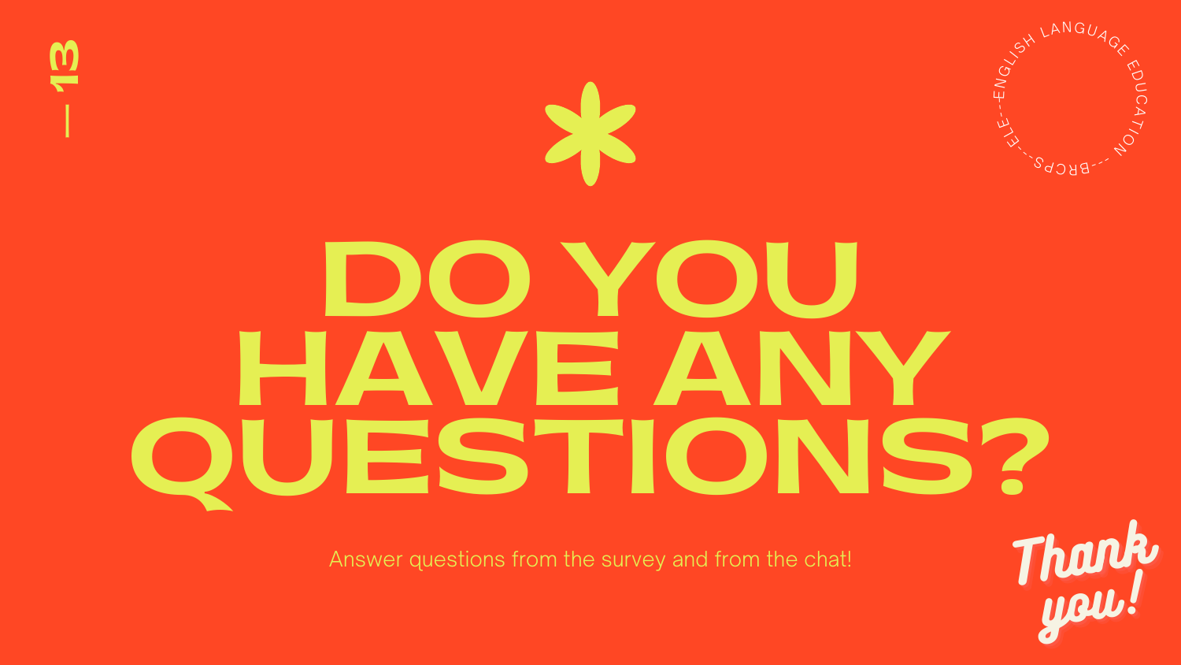# DO YOU HAVE ANY QUESTIONS?

Answer questions from the survey and from the chat!

ENGLISH LANGUAGE EDUCATION --- BRCPS---ELE---

*Thank you!*